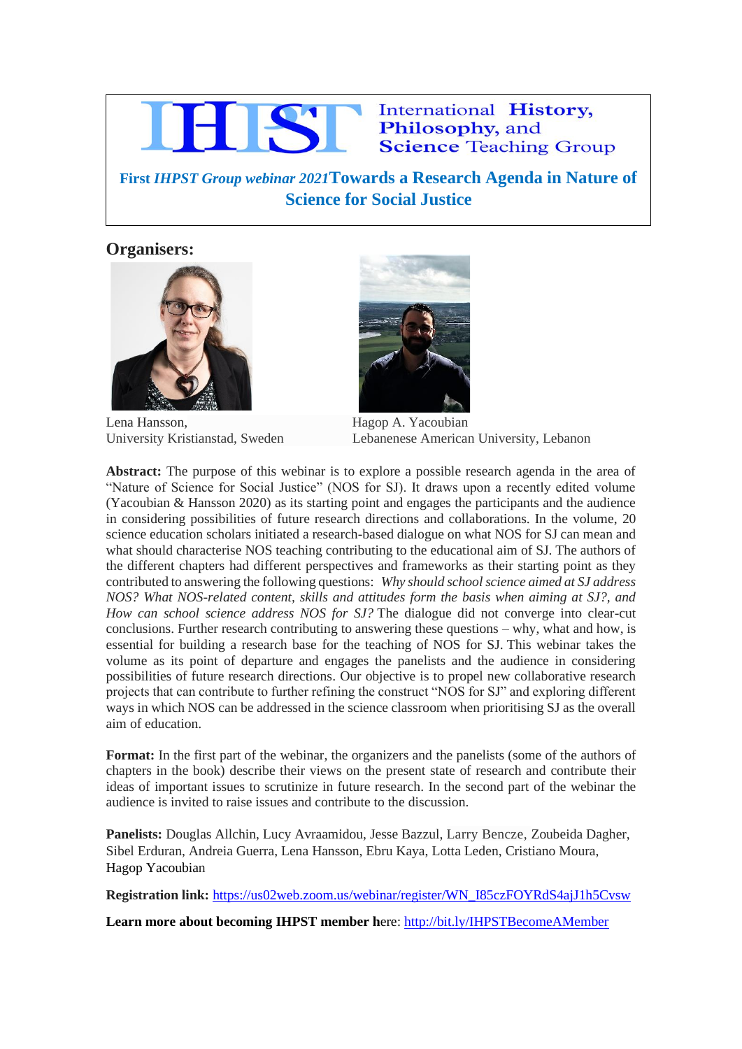# IHPST International History, Philosophy, and Science Teaching Group

**First *IHPST Group webinar 2021* Towards a Research Agenda in Nature of Science for Social Justice**

## Organisers:

Lena Hansson,
University Kristianstad, Sweden

Hagop A. Yacoubian
Lebanenese American University, Lebanon

**Abstract:** The purpose of this webinar is to explore a possible research agenda in the area of "Nature of Science for Social Justice" (NOS for SJ). It draws upon a recently edited volume (Yacoubian & Hansson 2020) as its starting point and engages the participants and the audience in considering possibilities of future research directions and collaborations. In the volume, 20 science education scholars initiated a research-based dialogue on what NOS for SJ can mean and what should characterise NOS teaching contributing to the educational aim of SJ. The authors of the different chapters had different perspectives and frameworks as their starting point as they contributed to answering the following questions: *Why should school science aimed at SJ address NOS? What NOS-related content, skills and attitudes form the basis when aiming at SJ?, and How can school science address NOS for SJ?* The dialogue did not converge into clear-cut conclusions. Further research contributing to answering these questions – why, what and how, is essential for building a research base for the teaching of NOS for SJ. This webinar takes the volume as its point of departure and engages the panelists and the audience in considering possibilities of future research directions. Our objective is to propel new collaborative research projects that can contribute to further refining the construct "NOS for SJ" and exploring different ways in which NOS can be addressed in the science classroom when prioritising SJ as the overall aim of education.

**Format:** In the first part of the webinar, the organizers and the panelists (some of the authors of chapters in the book) describe their views on the present state of research and contribute their ideas of important issues to scrutinize in future research. In the second part of the webinar the audience is invited to raise issues and contribute to the discussion.

**Panelists:** Douglas Allchin, Lucy Avraamidou, Jesse Bazzul, Larry Bencze, Zoubeida Dagher, Sibel Erduran, Andreia Guerra, Lena Hansson, Ebru Kaya, Lotta Leden, Cristiano Moura, Hagop Yacoubian

**Registration link:** https://us02web.zoom.us/webinar/register/WN_I85czFOYRdS4ajJ1h5Cvsw

**Learn more about becoming IHPST member h**ere: http://bit.ly/IHPSTBecomeAMember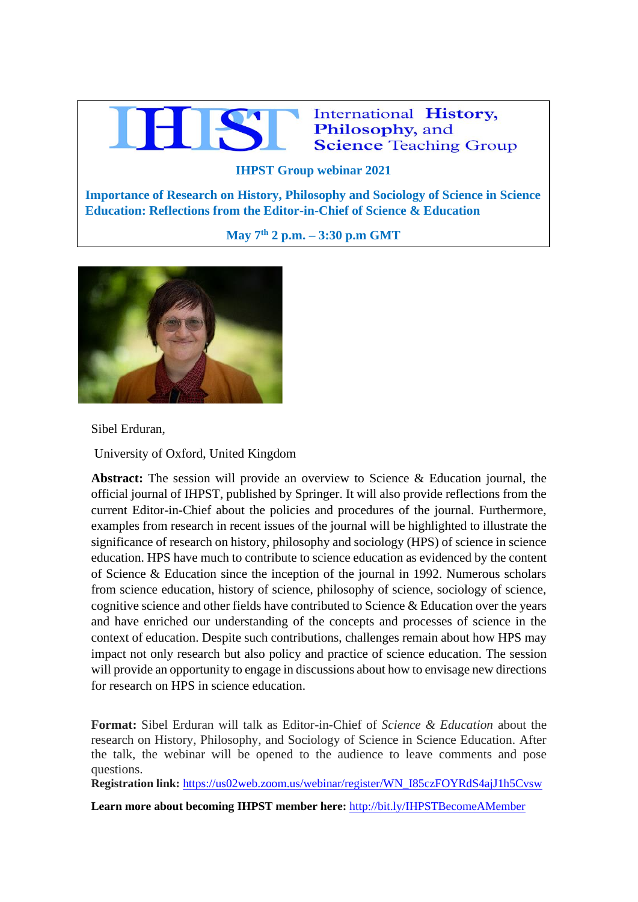**IHPST** International **History, Philosophy,** and **Science** Teaching Group

**IHPST Group webinar 2021**

**Importance of Research on History, Philosophy and Sociology of Science in Science Education: Reflections from the Editor-in-Chief of Science & Education**

**May 7th 2 p.m. – 3:30 p.m GMT**

Sibel Erduran,

University of Oxford, United Kingdom

**Abstract:** The session will provide an overview to Science & Education journal, the official journal of IHPST, published by Springer. It will also provide reflections from the current Editor-in-Chief about the policies and procedures of the journal. Furthermore, examples from research in recent issues of the journal will be highlighted to illustrate the significance of research on history, philosophy and sociology (HPS) of science in science education. HPS have much to contribute to science education as evidenced by the content of Science & Education since the inception of the journal in 1992. Numerous scholars from science education, history of science, philosophy of science, sociology of science, cognitive science and other fields have contributed to Science & Education over the years and have enriched our understanding of the concepts and processes of science in the context of education. Despite such contributions, challenges remain about how HPS may impact not only research but also policy and practice of science education. The session will provide an opportunity to engage in discussions about how to envisage new directions for research on HPS in science education.

**Format:** Sibel Erduran will talk as Editor-in-Chief of *Science & Education* about the research on History, Philosophy, and Sociology of Science in Science Education. After the talk, the webinar will be opened to the audience to leave comments and pose questions.

**Registration link:** https://us02web.zoom.us/webinar/register/WN_I85czFOYRdS4ajJ1h5Cvsw

**Learn more about becoming IHPST member here:** http://bit.ly/IHPSTBecomeAMember